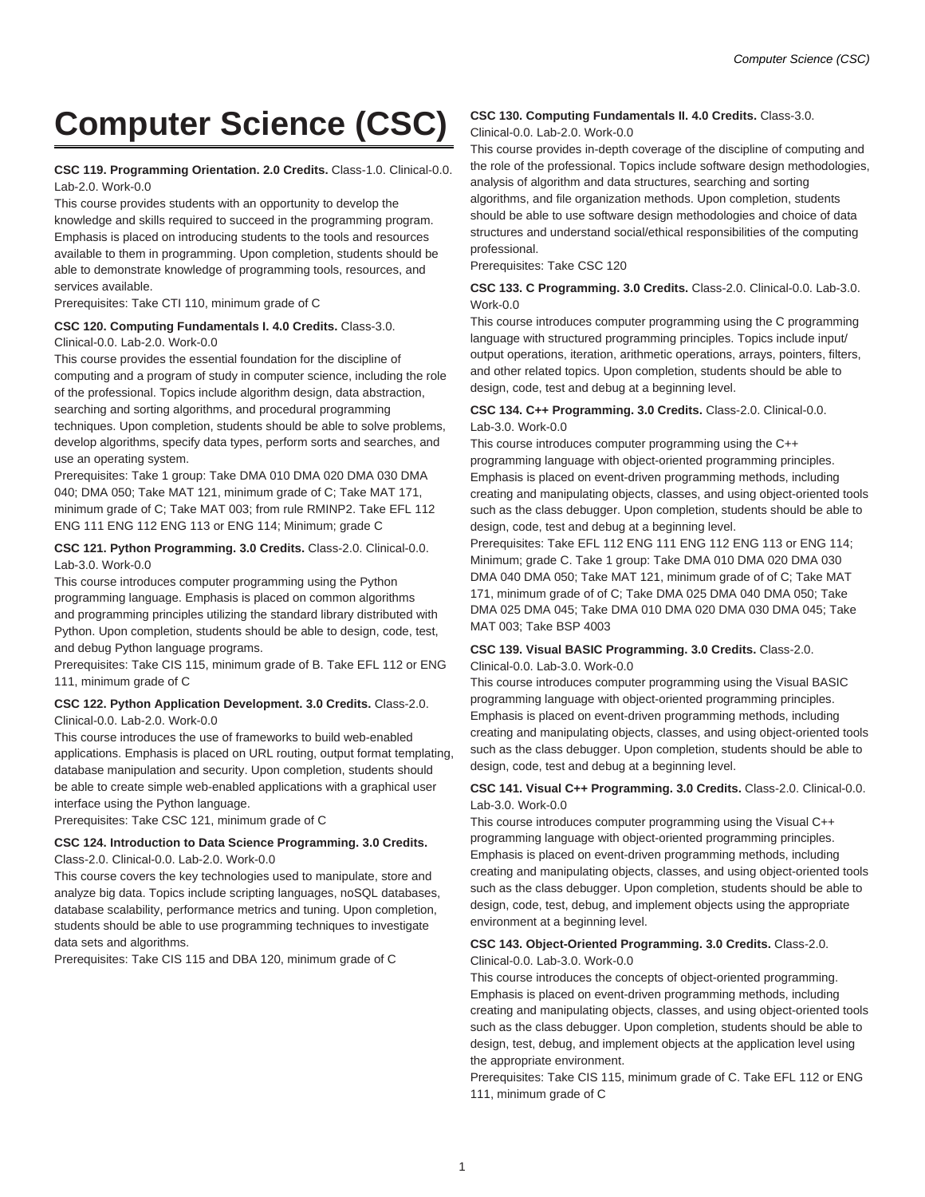# Computer Science (CSC)

**CSC 119. Programming Orientation. 2.0 Credits.** Class-1.0. Clinical-0.0. Lab-2.0. Work-0.0

This course provides students with an opportunity to develop the knowledge and skills required to succeed in the programming program. Emphasis is placed on introducing students to the tools and resources available to them in programming. Upon completion, students should be able to demonstrate knowledge of programming tools, resources, and services available.

Prerequisites: Take CTI 110, minimum grade of C

**CSC 120. Computing Fundamentals I. 4.0 Credits.** Class-3.0. Clinical-0.0. Lab-2.0. Work-0.0

This course provides the essential foundation for the discipline of computing and a program of study in computer science, including the role of the professional. Topics include algorithm design, data abstraction, searching and sorting algorithms, and procedural programming techniques. Upon completion, students should be able to solve problems, develop algorithms, specify data types, perform sorts and searches, and use an operating system.

Prerequisites: Take 1 group: Take DMA 010 DMA 020 DMA 030 DMA 040; DMA 050; Take MAT 121, minimum grade of C; Take MAT 171, minimum grade of C; Take MAT 003; from rule RMINP2. Take EFL 112 ENG 111 ENG 112 ENG 113 or ENG 114; Minimum; grade C

**CSC 121. Python Programming. 3.0 Credits.** Class-2.0. Clinical-0.0. Lab-3.0. Work-0.0

This course introduces computer programming using the Python programming language. Emphasis is placed on common algorithms and programming principles utilizing the standard library distributed with Python. Upon completion, students should be able to design, code, test, and debug Python language programs.

Prerequisites: Take CIS 115, minimum grade of B. Take EFL 112 or ENG 111, minimum grade of C

**CSC 122. Python Application Development. 3.0 Credits.** Class-2.0. Clinical-0.0. Lab-2.0. Work-0.0

This course introduces the use of frameworks to build web-enabled applications. Emphasis is placed on URL routing, output format templating, database manipulation and security. Upon completion, students should be able to create simple web-enabled applications with a graphical user interface using the Python language.

Prerequisites: Take CSC 121, minimum grade of C

**CSC 124. Introduction to Data Science Programming. 3.0 Credits.** Class-2.0. Clinical-0.0. Lab-2.0. Work-0.0

This course covers the key technologies used to manipulate, store and analyze big data. Topics include scripting languages, noSQL databases, database scalability, performance metrics and tuning. Upon completion, students should be able to use programming techniques to investigate data sets and algorithms.

Prerequisites: Take CIS 115 and DBA 120, minimum grade of C

**CSC 130. Computing Fundamentals II. 4.0 Credits.** Class-3.0. Clinical-0.0. Lab-2.0. Work-0.0

This course provides in-depth coverage of the discipline of computing and the role of the professional. Topics include software design methodologies, analysis of algorithm and data structures, searching and sorting algorithms, and file organization methods. Upon completion, students should be able to use software design methodologies and choice of data structures and understand social/ethical responsibilities of the computing professional.

Prerequisites: Take CSC 120

**CSC 133. C Programming. 3.0 Credits.** Class-2.0. Clinical-0.0. Lab-3.0. Work-0.0

This course introduces computer programming using the C programming language with structured programming principles. Topics include input/output operations, iteration, arithmetic operations, arrays, pointers, filters, and other related topics. Upon completion, students should be able to design, code, test and debug at a beginning level.

**CSC 134. C++ Programming. 3.0 Credits.** Class-2.0. Clinical-0.0. Lab-3.0. Work-0.0

This course introduces computer programming using the C++ programming language with object-oriented programming principles. Emphasis is placed on event-driven programming methods, including creating and manipulating objects, classes, and using object-oriented tools such as the class debugger. Upon completion, students should be able to design, code, test and debug at a beginning level.

Prerequisites: Take EFL 112 ENG 111 ENG 112 ENG 113 or ENG 114; Minimum; grade C. Take 1 group: Take DMA 010 DMA 020 DMA 030 DMA 040 DMA 050; Take MAT 121, minimum grade of of C; Take MAT 171, minimum grade of of C; Take DMA 025 DMA 040 DMA 050; Take DMA 025 DMA 045; Take DMA 010 DMA 020 DMA 030 DMA 045; Take MAT 003; Take BSP 4003

**CSC 139. Visual BASIC Programming. 3.0 Credits.** Class-2.0. Clinical-0.0. Lab-3.0. Work-0.0

This course introduces computer programming using the Visual BASIC programming language with object-oriented programming principles. Emphasis is placed on event-driven programming methods, including creating and manipulating objects, classes, and using object-oriented tools such as the class debugger. Upon completion, students should be able to design, code, test and debug at a beginning level.

**CSC 141. Visual C++ Programming. 3.0 Credits.** Class-2.0. Clinical-0.0. Lab-3.0. Work-0.0

This course introduces computer programming using the Visual C++ programming language with object-oriented programming principles. Emphasis is placed on event-driven programming methods, including creating and manipulating objects, classes, and using object-oriented tools such as the class debugger. Upon completion, students should be able to design, code, test, debug, and implement objects using the appropriate environment at a beginning level.

**CSC 143. Object-Oriented Programming. 3.0 Credits.** Class-2.0. Clinical-0.0. Lab-3.0. Work-0.0

This course introduces the concepts of object-oriented programming. Emphasis is placed on event-driven programming methods, including creating and manipulating objects, classes, and using object-oriented tools such as the class debugger. Upon completion, students should be able to design, test, debug, and implement objects at the application level using the appropriate environment.

Prerequisites: Take CIS 115, minimum grade of C. Take EFL 112 or ENG 111, minimum grade of C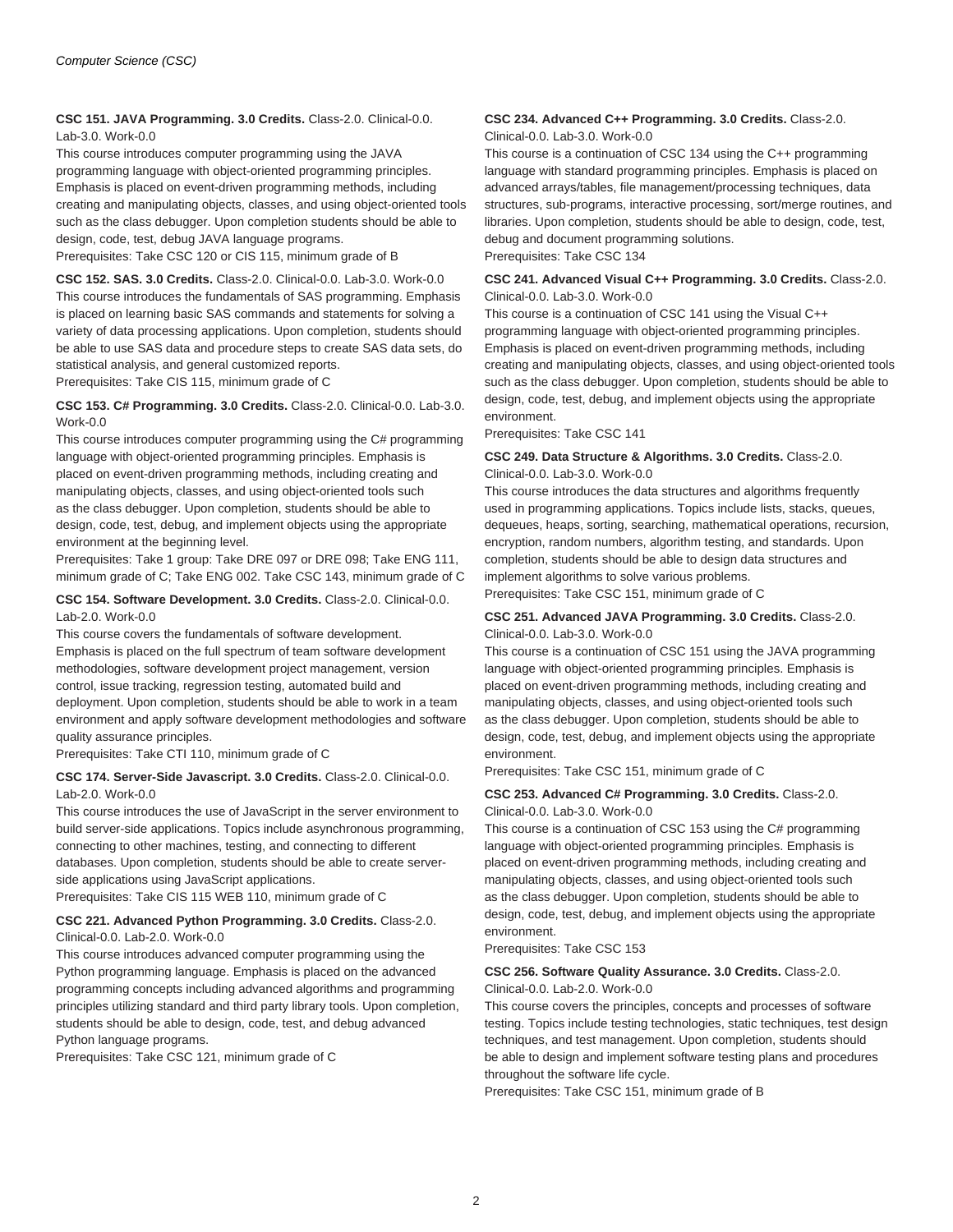**CSC 151. JAVA Programming. 3.0 Credits.** Class-2.0. Clinical-0.0. Lab-3.0. Work-0.0

This course introduces computer programming using the JAVA programming language with object-oriented programming principles. Emphasis is placed on event-driven programming methods, including creating and manipulating objects, classes, and using object-oriented tools such as the class debugger. Upon completion students should be able to design, code, test, debug JAVA language programs.

Prerequisites: Take CSC 120 or CIS 115, minimum grade of B

**CSC 152. SAS. 3.0 Credits.** Class-2.0. Clinical-0.0. Lab-3.0. Work-0.0

This course introduces the fundamentals of SAS programming. Emphasis is placed on learning basic SAS commands and statements for solving a variety of data processing applications. Upon completion, students should be able to use SAS data and procedure steps to create SAS data sets, do statistical analysis, and general customized reports.

Prerequisites: Take CIS 115, minimum grade of C

**CSC 153. C# Programming. 3.0 Credits.** Class-2.0. Clinical-0.0. Lab-3.0. Work-0.0

This course introduces computer programming using the C# programming language with object-oriented programming principles. Emphasis is placed on event-driven programming methods, including creating and manipulating objects, classes, and using object-oriented tools such as the class debugger. Upon completion, students should be able to design, code, test, debug, and implement objects using the appropriate environment at the beginning level.

Prerequisites: Take 1 group: Take DRE 097 or DRE 098; Take ENG 111, minimum grade of C; Take ENG 002. Take CSC 143, minimum grade of C

**CSC 154. Software Development. 3.0 Credits.** Class-2.0. Clinical-0.0. Lab-2.0. Work-0.0

This course covers the fundamentals of software development. Emphasis is placed on the full spectrum of team software development methodologies, software development project management, version control, issue tracking, regression testing, automated build and deployment. Upon completion, students should be able to work in a team environment and apply software development methodologies and software quality assurance principles.

Prerequisites: Take CTI 110, minimum grade of C

**CSC 174. Server-Side Javascript. 3.0 Credits.** Class-2.0. Clinical-0.0. Lab-2.0. Work-0.0

This course introduces the use of JavaScript in the server environment to build server-side applications. Topics include asynchronous programming, connecting to other machines, testing, and connecting to different databases. Upon completion, students should be able to create server-side applications using JavaScript applications.

Prerequisites: Take CIS 115 WEB 110, minimum grade of C

**CSC 221. Advanced Python Programming. 3.0 Credits.** Class-2.0. Clinical-0.0. Lab-2.0. Work-0.0

This course introduces advanced computer programming using the Python programming language. Emphasis is placed on the advanced programming concepts including advanced algorithms and programming principles utilizing standard and third party library tools. Upon completion, students should be able to design, code, test, and debug advanced Python language programs.

Prerequisites: Take CSC 121, minimum grade of C

**CSC 234. Advanced C++ Programming. 3.0 Credits.** Class-2.0. Clinical-0.0. Lab-3.0. Work-0.0

This course is a continuation of CSC 134 using the C++ programming language with standard programming principles. Emphasis is placed on advanced arrays/tables, file management/processing techniques, data structures, sub-programs, interactive processing, sort/merge routines, and libraries. Upon completion, students should be able to design, code, test, debug and document programming solutions.

Prerequisites: Take CSC 134

**CSC 241. Advanced Visual C++ Programming. 3.0 Credits.** Class-2.0. Clinical-0.0. Lab-3.0. Work-0.0

This course is a continuation of CSC 141 using the Visual C++ programming language with object-oriented programming methods, including creating and manipulating objects, classes, and using object-oriented tools such as the class debugger. Upon completion, students should be able to design, code, test, debug, and implement objects using the appropriate environment.

Prerequisites: Take CSC 141

**CSC 249. Data Structure & Algorithms. 3.0 Credits.** Class-2.0. Clinical-0.0. Lab-3.0. Work-0.0

This course introduces the data structures and algorithms frequently used in programming applications. Topics include lists, stacks, queues, dequeues, heaps, sorting, searching, mathematical operations, recursion, encryption, random numbers, algorithm testing, and standards. Upon completion, students should be able to design data structures and implement algorithms to solve various problems.

Prerequisites: Take CSC 151, minimum grade of C

**CSC 251. Advanced JAVA Programming. 3.0 Credits.** Class-2.0. Clinical-0.0. Lab-3.0. Work-0.0

This course is a continuation of CSC 151 using the JAVA programming language with object-oriented programming principles. Emphasis is placed on event-driven programming methods, including creating and manipulating objects, classes, and using object-oriented tools such as the class debugger. Upon completion, students should be able to design, code, test, debug, and implement objects using the appropriate environment.

Prerequisites: Take CSC 151, minimum grade of C

**CSC 253. Advanced C# Programming. 3.0 Credits.** Class-2.0. Clinical-0.0. Lab-3.0. Work-0.0

This course is a continuation of CSC 153 using the C# programming language with object-oriented programming principles. Emphasis is placed on event-driven programming methods, including creating and manipulating objects, classes, and using object-oriented tools such as the class debugger. Upon completion, students should be able to design, code, test, debug, and implement objects using the appropriate environment.

Prerequisites: Take CSC 153

**CSC 256. Software Quality Assurance. 3.0 Credits.** Class-2.0. Clinical-0.0. Lab-2.0. Work-0.0

This course covers the principles, concepts and processes of software testing. Topics include testing technologies, static techniques, test design techniques, and test management. Upon completion, students should be able to design and implement software testing plans and procedures throughout the software life cycle.

Prerequisites: Take CSC 151, minimum grade of B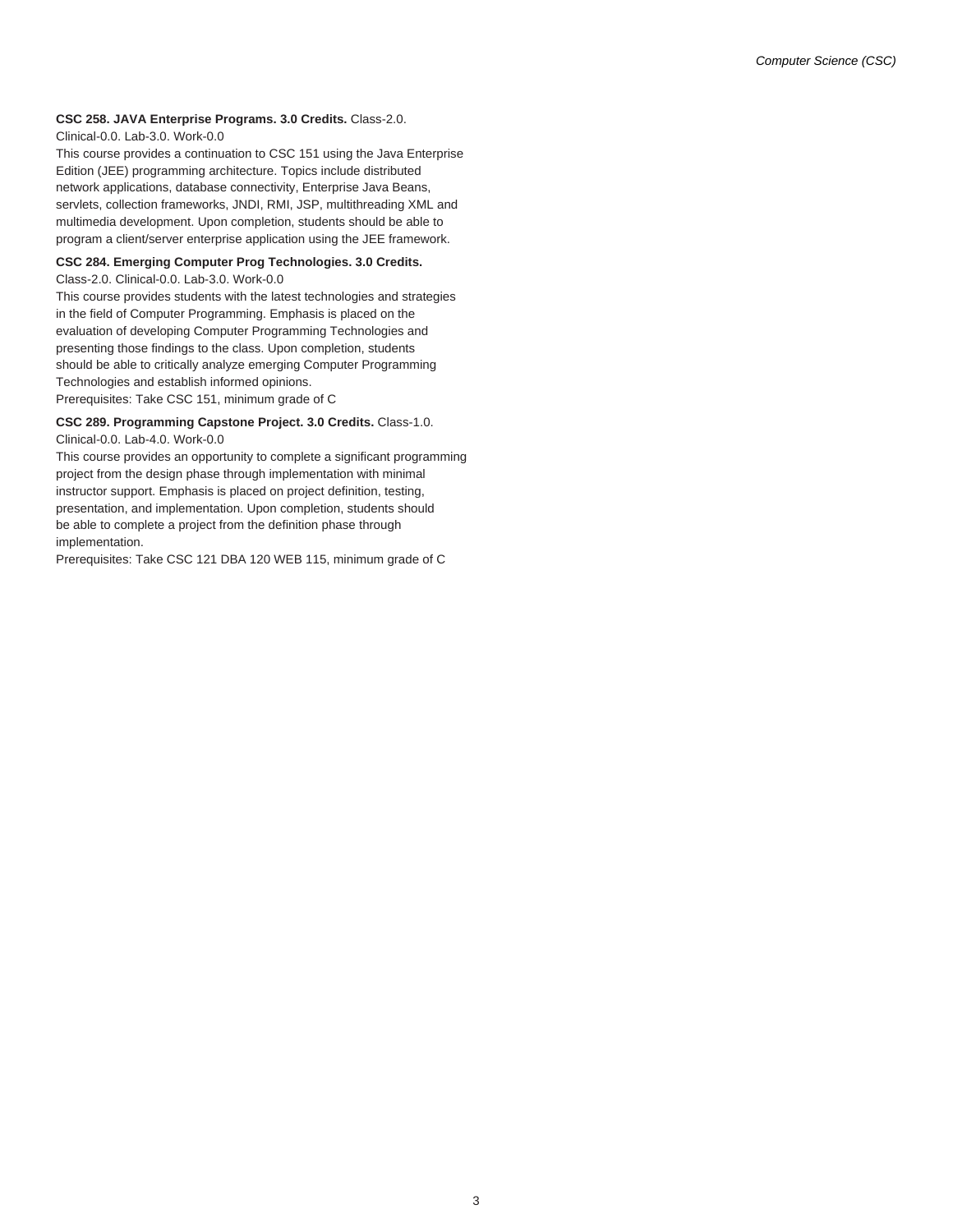**CSC 258. JAVA Enterprise Programs. 3.0 Credits.** Class-2.0. Clinical-0.0. Lab-3.0. Work-0.0

This course provides a continuation to CSC 151 using the Java Enterprise Edition (JEE) programming architecture. Topics include distributed network applications, database connectivity, Enterprise Java Beans, servlets, collection frameworks, JNDI, RMI, JSP, multithreading XML and multimedia development. Upon completion, students should be able to program a client/server enterprise application using the JEE framework.

**CSC 284. Emerging Computer Prog Technologies. 3.0 Credits.** Class-2.0. Clinical-0.0. Lab-3.0. Work-0.0

This course provides students with the latest technologies and strategies in the field of Computer Programming. Emphasis is placed on the evaluation of developing Computer Programming Technologies and presenting those findings to the class. Upon completion, students should be able to critically analyze emerging Computer Programming Technologies and establish informed opinions.

Prerequisites: Take CSC 151, minimum grade of C

**CSC 289. Programming Capstone Project. 3.0 Credits.** Class-1.0. Clinical-0.0. Lab-4.0. Work-0.0

This course provides an opportunity to complete a significant programming project from the design phase through implementation with minimal instructor support. Emphasis is placed on project definition, testing, presentation, and implementation. Upon completion, students should be able to complete a project from the definition phase through implementation.

Prerequisites: Take CSC 121 DBA 120 WEB 115, minimum grade of C